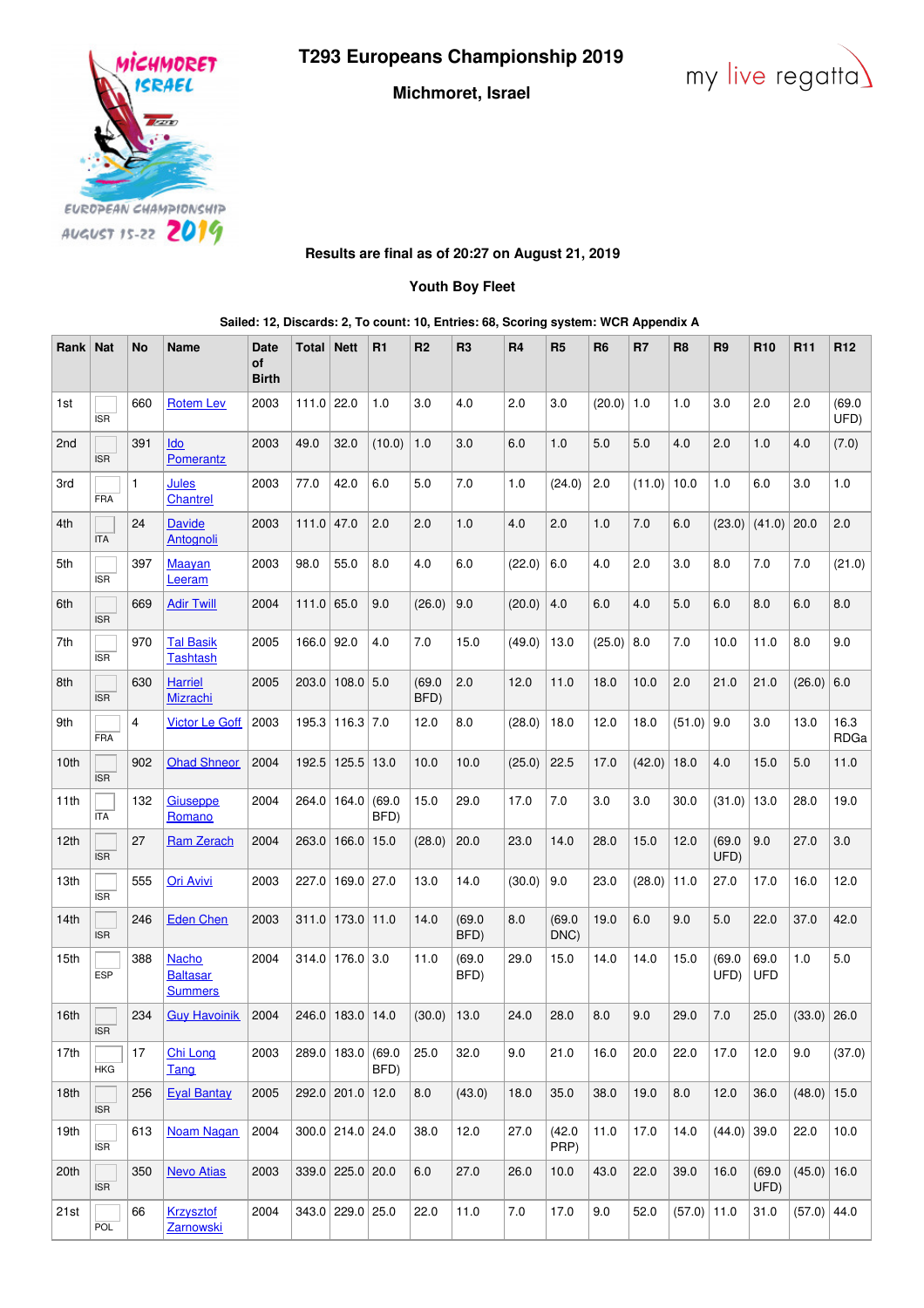# T293 Europeans Championship 2019

**Michmoret, Israel**

my live regatta

**Results are final as of 20:27 on August 21, 2019**

**Youth Boy Fleet**

**Sailed: 12, Discards: 2, To count: 10, Entries: 68, Scoring system: WCR Appendix A**

| Rank | Nat | No | Name | Date of Birth | Total | Nett | R1 | R2 | R3 | R4 | R5 | R6 | R7 | R8 | R9 | R10 | R11 | R12 |
|---|---|---|---|---|---|---|---|---|---|---|---|---|---|---|---|---|---|---|
| 1st | ISR | 660 | Rotem Lev | 2003 | 111.0 | 22.0 | 1.0 | 3.0 | 4.0 | 2.0 | 3.0 | (20.0) | 1.0 | 1.0 | 3.0 | 2.0 | 2.0 | (69.0 UFD) |
| 2nd | ISR | 391 | Ido Pomerantz | 2003 | 49.0 | 32.0 | (10.0) | 1.0 | 3.0 | 6.0 | 1.0 | 5.0 | 5.0 | 4.0 | 2.0 | 1.0 | 4.0 | (7.0) |
| 3rd | FRA | 1 | Jules Chantrel | 2003 | 77.0 | 42.0 | 6.0 | 5.0 | 7.0 | 1.0 | (24.0) | 2.0 | (11.0) | 10.0 | 1.0 | 6.0 | 3.0 | 1.0 |
| 4th | ITA | 24 | Davide Antognoli | 2003 | 111.0 | 47.0 | 2.0 | 2.0 | 1.0 | 4.0 | 2.0 | 1.0 | 7.0 | 6.0 | (23.0) | (41.0) | 20.0 | 2.0 |
| 5th | ISR | 397 | Maayan Leeram | 2003 | 98.0 | 55.0 | 8.0 | 4.0 | 6.0 | (22.0) | 6.0 | 4.0 | 2.0 | 3.0 | 8.0 | 7.0 | 7.0 | (21.0) |
| 6th | ISR | 669 | Adir Twill | 2004 | 111.0 | 65.0 | 9.0 | (26.0) | 9.0 | (20.0) | 4.0 | 6.0 | 4.0 | 5.0 | 6.0 | 8.0 | 6.0 | 8.0 |
| 7th | ISR | 970 | Tal Basik Tashtash | 2005 | 166.0 | 92.0 | 4.0 | 7.0 | 15.0 | (49.0) | 13.0 | (25.0) | 8.0 | 7.0 | 10.0 | 11.0 | 8.0 | 9.0 |
| 8th | ISR | 630 | Harriel Mizrachi | 2005 | 203.0 | 108.0 | 5.0 | (69.0 BFD) | 2.0 | 12.0 | 11.0 | 18.0 | 10.0 | 2.0 | 21.0 | 21.0 | (26.0) | 6.0 |
| 9th | FRA | 4 | Victor Le Goff | 2003 | 195.3 | 116.3 | 7.0 | 12.0 | 8.0 | (28.0) | 18.0 | 12.0 | 18.0 | (51.0) | 9.0 | 3.0 | 13.0 | 16.3 RDGa |
| 10th | ISR | 902 | Ohad Shneor | 2004 | 192.5 | 125.5 | 13.0 | 10.0 | 10.0 | (25.0) | 22.5 | 17.0 | (42.0) | 18.0 | 4.0 | 15.0 | 5.0 | 11.0 |
| 11th | ITA | 132 | Giuseppe Romano | 2004 | 264.0 | 164.0 | (69.0 BFD) | 15.0 | 29.0 | 17.0 | 7.0 | 3.0 | 3.0 | 30.0 | (31.0) | 13.0 | 28.0 | 19.0 |
| 12th | ISR | 27 | Ram Zerach | 2004 | 263.0 | 166.0 | 15.0 | (28.0) | 20.0 | 23.0 | 14.0 | 28.0 | 15.0 | 12.0 | (69.0 UFD) | 9.0 | 27.0 | 3.0 |
| 13th | ISR | 555 | Ori Avivi | 2003 | 227.0 | 169.0 | 27.0 | 13.0 | 14.0 | (30.0) | 9.0 | 23.0 | (28.0) | 11.0 | 27.0 | 17.0 | 16.0 | 12.0 |
| 14th | ISR | 246 | Eden Chen | 2003 | 311.0 | 173.0 | 11.0 | 14.0 | (69.0 BFD) | 8.0 | (69.0 DNC) | 19.0 | 6.0 | 9.0 | 5.0 | 22.0 | 37.0 | 42.0 |
| 15th | ESP | 388 | Nacho Baltasar Summers | 2004 | 314.0 | 176.0 | 3.0 | 11.0 | (69.0 BFD) | 29.0 | 15.0 | 14.0 | 14.0 | 15.0 | (69.0 UFD) | 69.0 UFD | 1.0 | 5.0 |
| 16th | ISR | 234 | Guy Havoinik | 2004 | 246.0 | 183.0 | 14.0 | (30.0) | 13.0 | 24.0 | 28.0 | 8.0 | 9.0 | 29.0 | 7.0 | 25.0 | (33.0) | 26.0 |
| 17th | HKG | 17 | Chi Long Tang | 2003 | 289.0 | 183.0 | (69.0 BFD) | 25.0 | 32.0 | 9.0 | 21.0 | 16.0 | 20.0 | 22.0 | 17.0 | 12.0 | 9.0 | (37.0) |
| 18th | ISR | 256 | Eyal Bantay | 2005 | 292.0 | 201.0 | 12.0 | 8.0 | (43.0) | 18.0 | 35.0 | 38.0 | 19.0 | 8.0 | 12.0 | 36.0 | (48.0) | 15.0 |
| 19th | ISR | 613 | Noam Nagan | 2004 | 300.0 | 214.0 | 24.0 | 38.0 | 12.0 | 27.0 | (42.0 PRP) | 11.0 | 17.0 | 14.0 | (44.0) | 39.0 | 22.0 | 10.0 |
| 20th | ISR | 350 | Nevo Atias | 2003 | 339.0 | 225.0 | 20.0 | 6.0 | 27.0 | 26.0 | 10.0 | 43.0 | 22.0 | 39.0 | 16.0 | (69.0 UFD) | (45.0) | 16.0 |
| 21st | POL | 66 | Krzysztof Zarnowski | 2004 | 343.0 | 229.0 | 25.0 | 22.0 | 11.0 | 7.0 | 17.0 | 9.0 | 52.0 | (57.0) | 11.0 | 31.0 | (57.0) | 44.0 |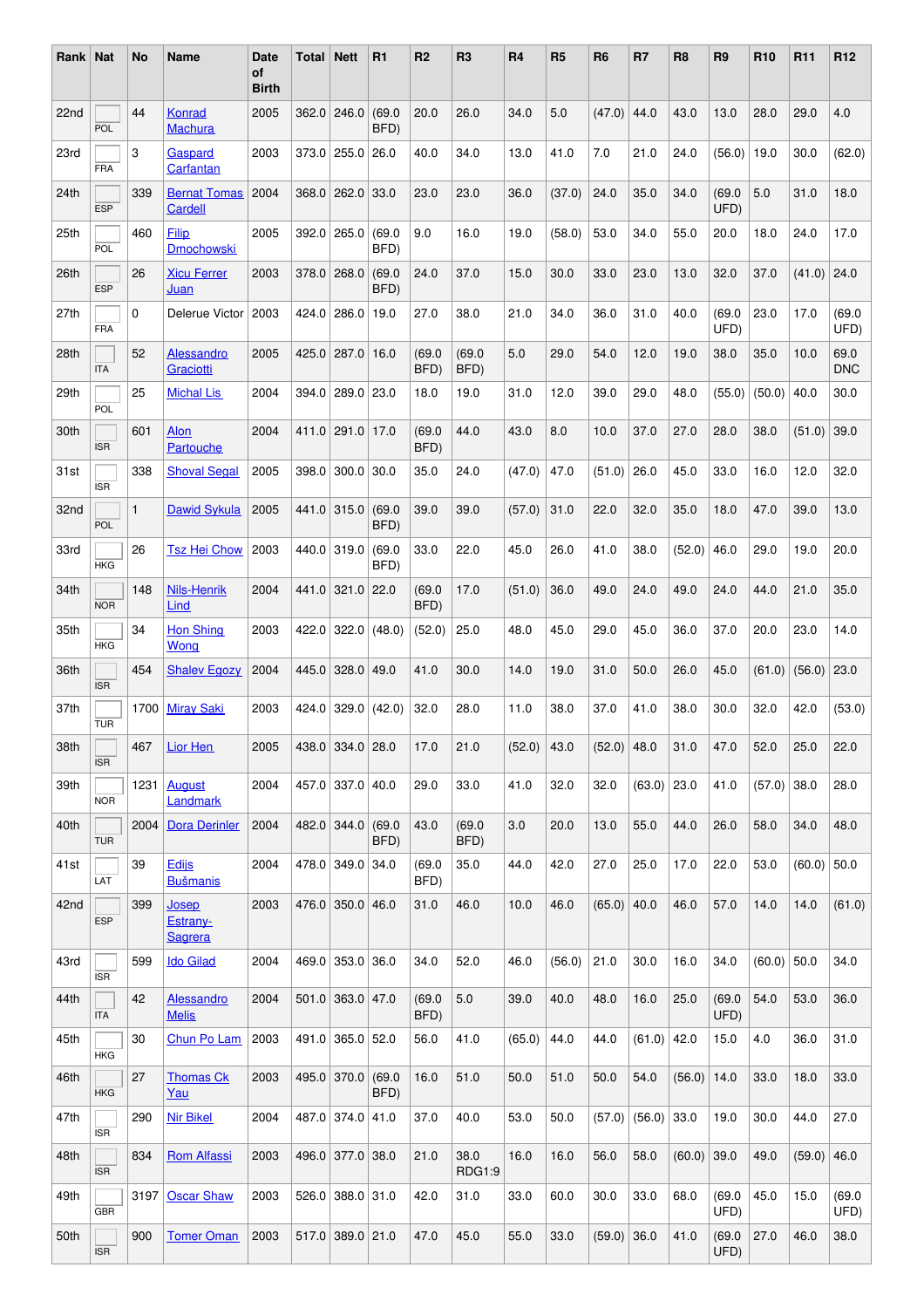| Rank | Nat | No | Name | Date of Birth | Total | Nett | R1 | R2 | R3 | R4 | R5 | R6 | R7 | R8 | R9 | R10 | R11 | R12 |
|---|---|---|---|---|---|---|---|---|---|---|---|---|---|---|---|---|---|---|
| 22nd | POL | 44 | Konrad Machura | 2005 | 362.0 | 246.0 | (69.0 BFD) | 20.0 | 26.0 | 34.0 | 5.0 | (47.0) | 44.0 | 43.0 | 13.0 | 28.0 | 29.0 | 4.0 |
| 23rd | FRA | 3 | Gaspard Carfantan | 2003 | 373.0 | 255.0 | 26.0 | 40.0 | 34.0 | 13.0 | 41.0 | 7.0 | 21.0 | 24.0 | (56.0) | 19.0 | 30.0 | (62.0) |
| 24th | ESP | 339 | Bernat Tomas Cardell | 2004 | 368.0 | 262.0 | 33.0 | 23.0 | 23.0 | 36.0 | (37.0) | 24.0 | 35.0 | 34.0 | (69.0 UFD) | 5.0 | 31.0 | 18.0 |
| 25th | POL | 460 | Filip Dmochowski | 2005 | 392.0 | 265.0 | (69.0 BFD) | 9.0 | 16.0 | 19.0 | (58.0) | 53.0 | 34.0 | 55.0 | 20.0 | 18.0 | 24.0 | 17.0 |
| 26th | ESP | 26 | Xicu Ferrer Juan | 2003 | 378.0 | 268.0 | (69.0 BFD) | 24.0 | 37.0 | 15.0 | 30.0 | 33.0 | 23.0 | 13.0 | 32.0 | 37.0 | (41.0) | 24.0 |
| 27th | FRA | 0 | Delerue Victor | 2003 | 424.0 | 286.0 | 19.0 | 27.0 | 38.0 | 21.0 | 34.0 | 36.0 | 31.0 | 40.0 | (69.0 UFD) | 23.0 | 17.0 | (69.0 UFD) |
| 28th | ITA | 52 | Alessandro Graciotti | 2005 | 425.0 | 287.0 | 16.0 | (69.0 BFD) | (69.0 BFD) | 5.0 | 29.0 | 54.0 | 12.0 | 19.0 | 38.0 | 35.0 | 10.0 | 69.0 DNC |
| 29th | POL | 25 | Michal Lis | 2004 | 394.0 | 289.0 | 23.0 | 18.0 | 19.0 | 31.0 | 12.0 | 39.0 | 29.0 | 48.0 | (55.0) | (50.0) | 40.0 | 30.0 |
| 30th | ISR | 601 | Alon Partouche | 2004 | 411.0 | 291.0 | 17.0 | (69.0 BFD) | 44.0 | 43.0 | 8.0 | 10.0 | 37.0 | 27.0 | 28.0 | 38.0 | (51.0) | 39.0 |
| 31st | ISR | 338 | Shoval Segal | 2005 | 398.0 | 300.0 | 30.0 | 35.0 | 24.0 | (47.0) | 47.0 | (51.0) | 26.0 | 45.0 | 33.0 | 16.0 | 12.0 | 32.0 |
| 32nd | POL | 1 | Dawid Sykula | 2005 | 441.0 | 315.0 | (69.0 BFD) | 39.0 | 39.0 | (57.0) | 31.0 | 22.0 | 32.0 | 35.0 | 18.0 | 47.0 | 39.0 | 13.0 |
| 33rd | HKG | 26 | Tsz Hei Chow | 2003 | 440.0 | 319.0 | (69.0 BFD) | 33.0 | 22.0 | 45.0 | 26.0 | 41.0 | 38.0 | (52.0) | 46.0 | 29.0 | 19.0 | 20.0 |
| 34th | NOR | 148 | Nils-Henrik Lind | 2004 | 441.0 | 321.0 | 22.0 | (69.0 BFD) | 17.0 | (51.0) | 36.0 | 49.0 | 24.0 | 49.0 | 24.0 | 44.0 | 21.0 | 35.0 |
| 35th | HKG | 34 | Hon Shing Wong | 2003 | 422.0 | 322.0 | (48.0) | (52.0) | 25.0 | 48.0 | 45.0 | 29.0 | 45.0 | 36.0 | 37.0 | 20.0 | 23.0 | 14.0 |
| 36th | ISR | 454 | Shalev Egozy | 2004 | 445.0 | 328.0 | 49.0 | 41.0 | 30.0 | 14.0 | 19.0 | 31.0 | 50.0 | 26.0 | 45.0 | (61.0) | (56.0) | 23.0 |
| 37th | TUR | 1700 | Miray Saki | 2003 | 424.0 | 329.0 | (42.0) | 32.0 | 28.0 | 11.0 | 38.0 | 37.0 | 41.0 | 38.0 | 30.0 | 32.0 | 42.0 | (53.0) |
| 38th | ISR | 467 | Lior Hen | 2005 | 438.0 | 334.0 | 28.0 | 17.0 | 21.0 | (52.0) | 43.0 | (52.0) | 48.0 | 31.0 | 47.0 | 52.0 | 25.0 | 22.0 |
| 39th | NOR | 1231 | August Landmark | 2004 | 457.0 | 337.0 | 40.0 | 29.0 | 33.0 | 41.0 | 32.0 | 32.0 | (63.0) | 23.0 | 41.0 | (57.0) | 38.0 | 28.0 |
| 40th | TUR | 2004 | Dora Derinler | 2004 | 482.0 | 344.0 | (69.0 BFD) | 43.0 | (69.0 BFD) | 3.0 | 20.0 | 13.0 | 55.0 | 44.0 | 26.0 | 58.0 | 34.0 | 48.0 |
| 41st | LAT | 39 | Edijs Bušmanis | 2004 | 478.0 | 349.0 | 34.0 | (69.0 BFD) | 35.0 | 44.0 | 42.0 | 27.0 | 25.0 | 17.0 | 22.0 | 53.0 | (60.0) | 50.0 |
| 42nd | ESP | 399 | Josep Estrany-Sagrera | 2003 | 476.0 | 350.0 | 46.0 | 31.0 | 46.0 | 10.0 | 46.0 | (65.0) | 40.0 | 46.0 | 57.0 | 14.0 | 14.0 | (61.0) |
| 43rd | ISR | 599 | Ido Gilad | 2004 | 469.0 | 353.0 | 36.0 | 34.0 | 52.0 | 46.0 | (56.0) | 21.0 | 30.0 | 16.0 | 34.0 | (60.0) | 50.0 | 34.0 |
| 44th | ITA | 42 | Alessandro Melis | 2004 | 501.0 | 363.0 | 47.0 | (69.0 BFD) | 5.0 | 39.0 | 40.0 | 48.0 | 16.0 | 25.0 | (69.0 UFD) | 54.0 | 53.0 | 36.0 |
| 45th | HKG | 30 | Chun Po Lam | 2003 | 491.0 | 365.0 | 52.0 | 56.0 | 41.0 | (65.0) | 44.0 | 44.0 | (61.0) | 42.0 | 15.0 | 4.0 | 36.0 | 31.0 |
| 46th | HKG | 27 | Thomas Ck Yau | 2003 | 495.0 | 370.0 | (69.0 BFD) | 16.0 | 51.0 | 50.0 | 51.0 | 50.0 | 54.0 | (56.0) | 14.0 | 33.0 | 18.0 | 33.0 |
| 47th | ISR | 290 | Nir Bikel | 2004 | 487.0 | 374.0 | 41.0 | 37.0 | 40.0 | 53.0 | 50.0 | (57.0) | (56.0) | 33.0 | 19.0 | 30.0 | 44.0 | 27.0 |
| 48th | ISR | 834 | Rom Alfassi | 2003 | 496.0 | 377.0 | 38.0 | 21.0 | 38.0 RDG1:9 | 16.0 | 16.0 | 56.0 | 58.0 | (60.0) | 39.0 | 49.0 | (59.0) | 46.0 |
| 49th | GBR | 3197 | Oscar Shaw | 2003 | 526.0 | 388.0 | 31.0 | 42.0 | 31.0 | 33.0 | 60.0 | 30.0 | 33.0 | 68.0 | (69.0 UFD) | 45.0 | 15.0 | (69.0 UFD) |
| 50th | ISR | 900 | Tomer Oman | 2003 | 517.0 | 389.0 | 21.0 | 47.0 | 45.0 | 55.0 | 33.0 | (59.0) | 36.0 | 41.0 | (69.0 UFD) | 27.0 | 46.0 | 38.0 |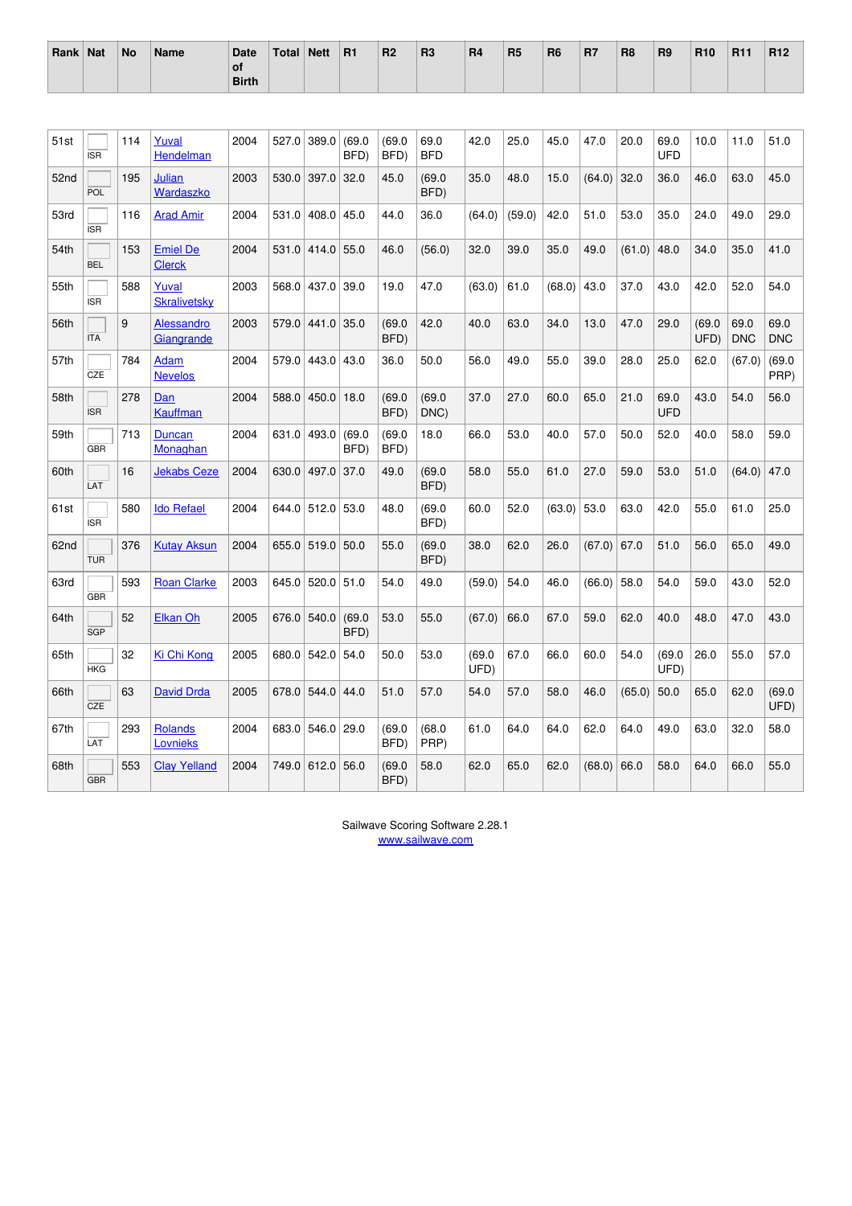| Rank | Nat | No | Name | Date of Birth | Total | Nett | R1 | R2 | R3 | R4 | R5 | R6 | R7 | R8 | R9 | R10 | R11 | R12 |
|---|---|---|---|---|---|---|---|---|---|---|---|---|---|---|---|---|---|---|
| 51st | ISR | 114 | Yuval Hendelman | 2004 | 527.0 | 389.0 | (69.0 BFD) | (69.0 BFD) | 69.0 BFD | 42.0 | 25.0 | 45.0 | 47.0 | 20.0 | 69.0 UFD | 10.0 | 11.0 | 51.0 |
| 52nd | POL | 195 | Julian Wardaszko | 2003 | 530.0 | 397.0 | 32.0 | 45.0 | (69.0 BFD) | 35.0 | 48.0 | 15.0 | (64.0) | 32.0 | 36.0 | 46.0 | 63.0 | 45.0 |
| 53rd | ISR | 116 | Arad Amir | 2004 | 531.0 | 408.0 | 45.0 | 44.0 | 36.0 | (64.0) | (59.0) | 42.0 | 51.0 | 53.0 | 35.0 | 24.0 | 49.0 | 29.0 |
| 54th | BEL | 153 | Emiel De Clerck | 2004 | 531.0 | 414.0 | 55.0 | 46.0 | (56.0) | 32.0 | 39.0 | 35.0 | 49.0 | (61.0) | 48.0 | 34.0 | 35.0 | 41.0 |
| 55th | ISR | 588 | Yuval Skralivetsky | 2003 | 568.0 | 437.0 | 39.0 | 19.0 | 47.0 | (63.0) | 61.0 | (68.0) | 43.0 | 37.0 | 43.0 | 42.0 | 52.0 | 54.0 |
| 56th | ITA | 9 | Alessandro Giangrande | 2003 | 579.0 | 441.0 | 35.0 | (69.0 BFD) | 42.0 | 40.0 | 63.0 | 34.0 | 13.0 | 47.0 | 29.0 | (69.0 UFD) | 69.0 DNC | 69.0 DNC |
| 57th | CZE | 784 | Adam Nevelos | 2004 | 579.0 | 443.0 | 43.0 | 36.0 | 50.0 | 56.0 | 49.0 | 55.0 | 39.0 | 28.0 | 25.0 | 62.0 | (67.0) | (69.0 PRP) |
| 58th | ISR | 278 | Dan Kauffman | 2004 | 588.0 | 450.0 | 18.0 | (69.0 BFD) | (69.0 DNC) | 37.0 | 27.0 | 60.0 | 65.0 | 21.0 | 69.0 UFD | 43.0 | 54.0 | 56.0 |
| 59th | GBR | 713 | Duncan Monaghan | 2004 | 631.0 | 493.0 | (69.0 BFD) | (69.0 BFD) | 18.0 | 66.0 | 53.0 | 40.0 | 57.0 | 50.0 | 52.0 | 40.0 | 58.0 | 59.0 |
| 60th | LAT | 16 | Jekabs Ceze | 2004 | 630.0 | 497.0 | 37.0 | 49.0 | (69.0 BFD) | 58.0 | 55.0 | 61.0 | 27.0 | 59.0 | 53.0 | 51.0 | (64.0) | 47.0 |
| 61st | ISR | 580 | Ido Refael | 2004 | 644.0 | 512.0 | 53.0 | 48.0 | (69.0 BFD) | 60.0 | 52.0 | (63.0) | 53.0 | 63.0 | 42.0 | 55.0 | 61.0 | 25.0 |
| 62nd | TUR | 376 | Kutay Aksun | 2004 | 655.0 | 519.0 | 50.0 | 55.0 | (69.0 BFD) | 38.0 | 62.0 | 26.0 | (67.0) | 67.0 | 51.0 | 56.0 | 65.0 | 49.0 |
| 63rd | GBR | 593 | Roan Clarke | 2003 | 645.0 | 520.0 | 51.0 | 54.0 | 49.0 | (59.0) | 54.0 | 46.0 | (66.0) | 58.0 | 54.0 | 59.0 | 43.0 | 52.0 |
| 64th | SGP | 52 | Elkan Oh | 2005 | 676.0 | 540.0 | (69.0 BFD) | 53.0 | 55.0 | (67.0) | 66.0 | 67.0 | 59.0 | 62.0 | 40.0 | 48.0 | 47.0 | 43.0 |
| 65th | HKG | 32 | Ki Chi Kong | 2005 | 680.0 | 542.0 | 54.0 | 50.0 | 53.0 | (69.0 UFD) | 67.0 | 66.0 | 60.0 | 54.0 | (69.0 UFD) | 26.0 | 55.0 | 57.0 |
| 66th | CZE | 63 | David Drda | 2005 | 678.0 | 544.0 | 44.0 | 51.0 | 57.0 | 54.0 | 57.0 | 58.0 | 46.0 | (65.0) | 50.0 | 65.0 | 62.0 | (69.0 UFD) |
| 67th | LAT | 293 | Rolands Lovnieks | 2004 | 683.0 | 546.0 | 29.0 | (69.0 BFD) | (68.0 PRP) | 61.0 | 64.0 | 64.0 | 62.0 | 64.0 | 49.0 | 63.0 | 32.0 | 58.0 |
| 68th | GBR | 553 | Clay Yelland | 2004 | 749.0 | 612.0 | 56.0 | (69.0 BFD) | 58.0 | 62.0 | 65.0 | 62.0 | (68.0) | 66.0 | 58.0 | 64.0 | 66.0 | 55.0 |

Sailwave Scoring Software 2.28.1
www.sailwave.com